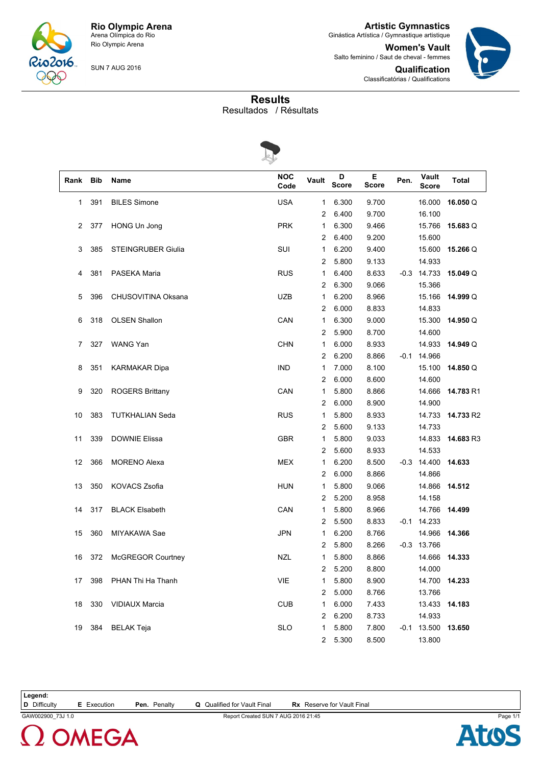**Rio Olympic Arena**
Arena Olímpica do Rio
Rio Olympic Arena

SUN 7 AUG 2016

**Artistic Gymnastics**
Ginástica Artística / Gymnastique artistique

**Women's Vault**
Salto feminino / Saut de cheval - femmes

**Qualification**
Classificatórias / Qualifications

# Results
Resultados / Résultats

| Rank | Bib | Name | NOC Code | Vault | D Score | E Score | Pen. | Vault Score | Total |
|---|---|---|---|---|---|---|---|---|---|
| 1 | 391 | BILES Simone | USA | 1 | 6.300 | 9.700 | | 16.000 | **16.050** Q |
| | | | | 2 | 6.400 | 9.700 | | 16.100 | |
| 2 | 377 | HONG Un Jong | PRK | 1 | 6.300 | 9.466 | | 15.766 | **15.683** Q |
| | | | | 2 | 6.400 | 9.200 | | 15.600 | |
| 3 | 385 | STEINGRUBER Giulia | SUI | 1 | 6.200 | 9.400 | | 15.600 | **15.266** Q |
| | | | | 2 | 5.800 | 9.133 | | 14.933 | |
| 4 | 381 | PASEKA Maria | RUS | 1 | 6.400 | 8.633 | -0.3 | 14.733 | **15.049** Q |
| | | | | 2 | 6.300 | 9.066 | | 15.366 | |
| 5 | 396 | CHUSOVITINA Oksana | UZB | 1 | 6.200 | 8.966 | | 15.166 | **14.999** Q |
| | | | | 2 | 6.000 | 8.833 | | 14.833 | |
| 6 | 318 | OLSEN Shallon | CAN | 1 | 6.300 | 9.000 | | 15.300 | **14.950** Q |
| | | | | 2 | 5.900 | 8.700 | | 14.600 | |
| 7 | 327 | WANG Yan | CHN | 1 | 6.000 | 8.933 | | 14.933 | **14.949** Q |
| | | | | 2 | 6.200 | 8.866 | -0.1 | 14.966 | |
| 8 | 351 | KARMAKAR Dipa | IND | 1 | 7.000 | 8.100 | | 15.100 | **14.850** Q |
| | | | | 2 | 6.000 | 8.600 | | 14.600 | |
| 9 | 320 | ROGERS Brittany | CAN | 1 | 5.800 | 8.866 | | 14.666 | **14.783** R1 |
| | | | | 2 | 6.000 | 8.900 | | 14.900 | |
| 10 | 383 | TUTKHALIAN Seda | RUS | 1 | 5.800 | 8.933 | | 14.733 | **14.733** R2 |
| | | | | 2 | 5.600 | 9.133 | | 14.733 | |
| 11 | 339 | DOWNIE Elissa | GBR | 1 | 5.800 | 9.033 | | 14.833 | **14.683** R3 |
| | | | | 2 | 5.600 | 8.933 | | 14.533 | |
| 12 | 366 | MORENO Alexa | MEX | 1 | 6.200 | 8.500 | -0.3 | 14.400 | **14.633** |
| | | | | 2 | 6.000 | 8.866 | | 14.866 | |
| 13 | 350 | KOVACS Zsofia | HUN | 1 | 5.800 | 9.066 | | 14.866 | **14.512** |
| | | | | 2 | 5.200 | 8.958 | | 14.158 | |
| 14 | 317 | BLACK Elsabeth | CAN | 1 | 5.800 | 8.966 | | 14.766 | **14.499** |
| | | | | 2 | 5.500 | 8.833 | -0.1 | 14.233 | |
| 15 | 360 | MIYAKAWA Sae | JPN | 1 | 6.200 | 8.766 | | 14.966 | **14.366** |
| | | | | 2 | 5.800 | 8.266 | -0.3 | 13.766 | |
| 16 | 372 | McGREGOR Courtney | NZL | 1 | 5.800 | 8.866 | | 14.666 | **14.333** |
| | | | | 2 | 5.200 | 8.800 | | 14.000 | |
| 17 | 398 | PHAN Thi Ha Thanh | VIE | 1 | 5.800 | 8.900 | | 14.700 | **14.233** |
| | | | | 2 | 5.000 | 8.766 | | 13.766 | |
| 18 | 330 | VIDIAUX Marcia | CUB | 1 | 6.000 | 7.433 | | 13.433 | **14.183** |
| | | | | 2 | 6.200 | 8.733 | | 14.933 | |
| 19 | 384 | BELAK Teja | SLO | 1 | 5.800 | 7.800 | -0.1 | 13.500 | **13.650** |
| | | | | 2 | 5.300 | 8.500 | | 13.800 | |

**Legend:**
**D** Difficulty **E** Execution **Pen.** Penalty **Q** Qualified for Vault Final **Rx** Reserve for Vault Final

GAW002900_73J 1.0 Report Created SUN 7 AUG 2016 21:45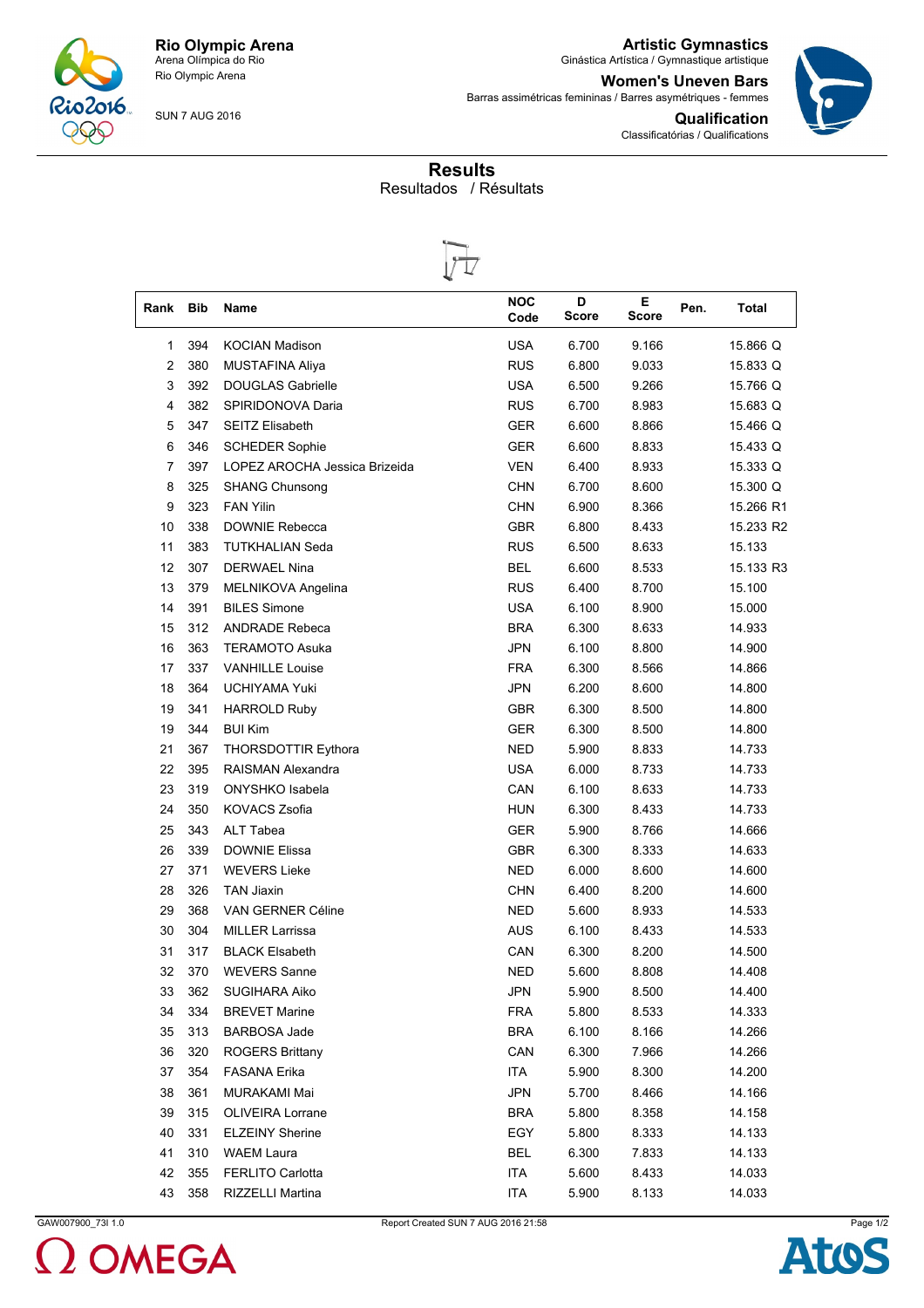**Rio Olympic Arena**
Arena Olímpica do Rio
Rio Olympic Arena

SUN 7 AUG 2016

**Artistic Gymnastics**
Ginástica Artística / Gymnastique artistique

**Women's Uneven Bars**
Barras assimétricas femininas / Barres asymétriques - femmes

**Qualification**
Classificatórias / Qualifications

## Results
Resultados / Résultats

| Rank | Bib | Name | NOC Code | D Score | E Score | Pen. | Total |
|---|---|---|---|---|---|---|---|
| 1 | 394 | KOCIAN Madison | USA | 6.700 | 9.166 | | 15.866 Q |
| 2 | 380 | MUSTAFINA Aliya | RUS | 6.800 | 9.033 | | 15.833 Q |
| 3 | 392 | DOUGLAS Gabrielle | USA | 6.500 | 9.266 | | 15.766 Q |
| 4 | 382 | SPIRIDONOVA Daria | RUS | 6.700 | 8.983 | | 15.683 Q |
| 5 | 347 | SEITZ Elisabeth | GER | 6.600 | 8.866 | | 15.466 Q |
| 6 | 346 | SCHEDER Sophie | GER | 6.600 | 8.833 | | 15.433 Q |
| 7 | 397 | LOPEZ AROCHA Jessica Brizeida | VEN | 6.400 | 8.933 | | 15.333 Q |
| 8 | 325 | SHANG Chunsong | CHN | 6.700 | 8.600 | | 15.300 Q |
| 9 | 323 | FAN Yilin | CHN | 6.900 | 8.366 | | 15.266 R1 |
| 10 | 338 | DOWNIE Rebecca | GBR | 6.800 | 8.433 | | 15.233 R2 |
| 11 | 383 | TUTKHALIAN Seda | RUS | 6.500 | 8.633 | | 15.133 |
| 12 | 307 | DERWAEL Nina | BEL | 6.600 | 8.533 | | 15.133 R3 |
| 13 | 379 | MELNIKOVA Angelina | RUS | 6.400 | 8.700 | | 15.100 |
| 14 | 391 | BILES Simone | USA | 6.100 | 8.900 | | 15.000 |
| 15 | 312 | ANDRADE Rebeca | BRA | 6.300 | 8.633 | | 14.933 |
| 16 | 363 | TERAMOTO Asuka | JPN | 6.100 | 8.800 | | 14.900 |
| 17 | 337 | VANHILLE Louise | FRA | 6.300 | 8.566 | | 14.866 |
| 18 | 364 | UCHIYAMA Yuki | JPN | 6.200 | 8.600 | | 14.800 |
| 19 | 341 | HARROLD Ruby | GBR | 6.300 | 8.500 | | 14.800 |
| 19 | 344 | BUI Kim | GER | 6.300 | 8.500 | | 14.800 |
| 21 | 367 | THORSDOTTIR Eythora | NED | 5.900 | 8.833 | | 14.733 |
| 22 | 395 | RAISMAN Alexandra | USA | 6.000 | 8.733 | | 14.733 |
| 23 | 319 | ONYSHKO Isabela | CAN | 6.100 | 8.633 | | 14.733 |
| 24 | 350 | KOVACS Zsofia | HUN | 6.300 | 8.433 | | 14.733 |
| 25 | 343 | ALT Tabea | GER | 5.900 | 8.766 | | 14.666 |
| 26 | 339 | DOWNIE Elissa | GBR | 6.300 | 8.333 | | 14.633 |
| 27 | 371 | WEVERS Lieke | NED | 6.000 | 8.600 | | 14.600 |
| 28 | 326 | TAN Jiaxin | CHN | 6.400 | 8.200 | | 14.600 |
| 29 | 368 | VAN GERNER Céline | NED | 5.600 | 8.933 | | 14.533 |
| 30 | 304 | MILLER Larrissa | AUS | 6.100 | 8.433 | | 14.533 |
| 31 | 317 | BLACK Elsabeth | CAN | 6.300 | 8.200 | | 14.500 |
| 32 | 370 | WEVERS Sanne | NED | 5.600 | 8.808 | | 14.408 |
| 33 | 362 | SUGIHARA Aiko | JPN | 5.900 | 8.500 | | 14.400 |
| 34 | 334 | BREVET Marine | FRA | 5.800 | 8.533 | | 14.333 |
| 35 | 313 | BARBOSA Jade | BRA | 6.100 | 8.166 | | 14.266 |
| 36 | 320 | ROGERS Brittany | CAN | 6.300 | 7.966 | | 14.266 |
| 37 | 354 | FASANA Erika | ITA | 5.900 | 8.300 | | 14.200 |
| 38 | 361 | MURAKAMI Mai | JPN | 5.700 | 8.466 | | 14.166 |
| 39 | 315 | OLIVEIRA Lorrane | BRA | 5.800 | 8.358 | | 14.158 |
| 40 | 331 | ELZEINY Sherine | EGY | 5.800 | 8.333 | | 14.133 |
| 41 | 310 | WAEM Laura | BEL | 6.300 | 7.833 | | 14.133 |
| 42 | 355 | FERLITO Carlotta | ITA | 5.600 | 8.433 | | 14.033 |
| 43 | 358 | RIZZELLI Martina | ITA | 5.900 | 8.133 | | 14.033 |

GAW007900_73I 1.0 Report Created SUN 7 AUG 2016 21:58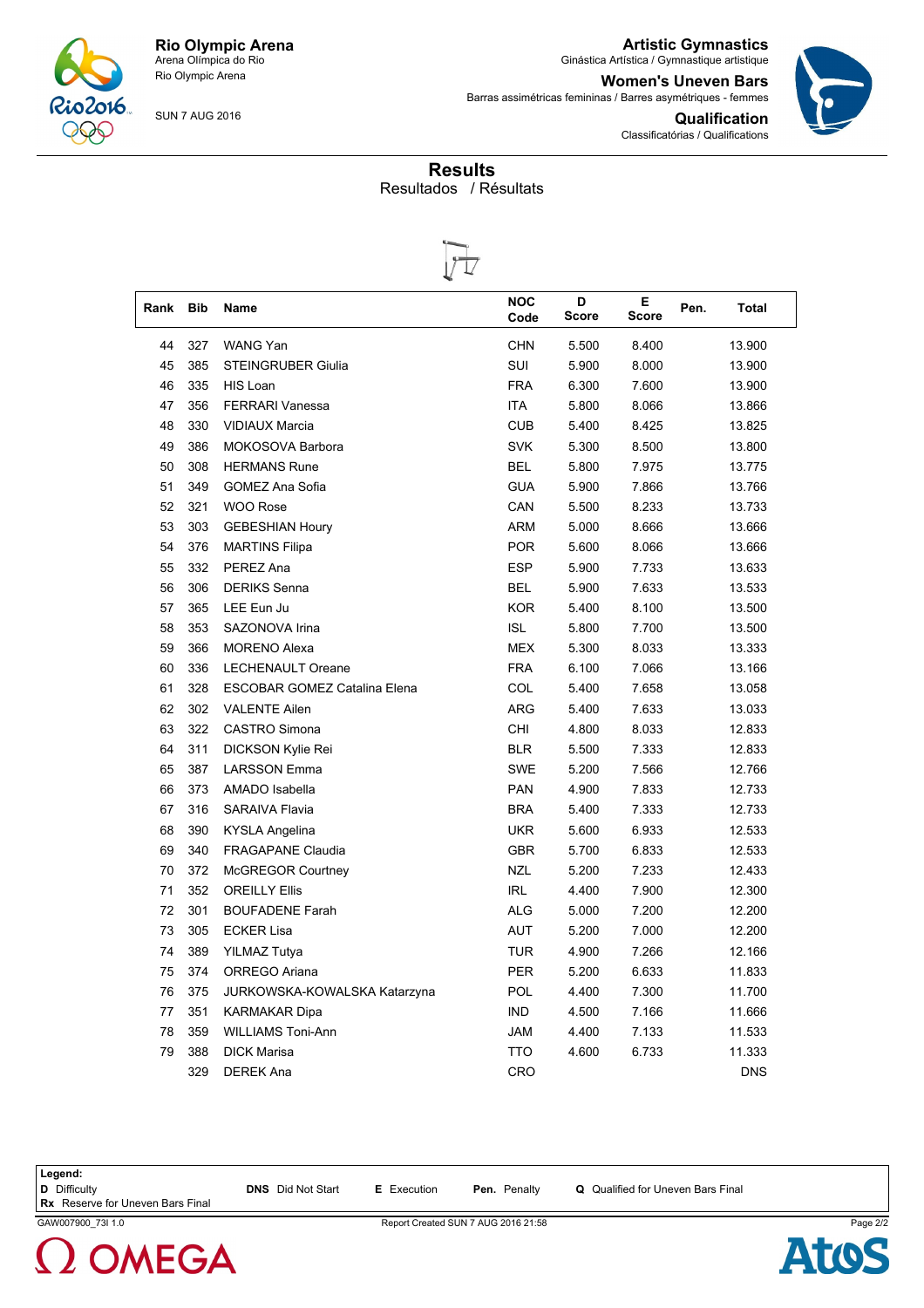**Rio Olympic Arena**
Arena Olímpica do Rio
Rio Olympic Arena

SUN 7 AUG 2016

**Artistic Gymnastics**
Ginástica Artística / Gymnastique artistique

**Women's Uneven Bars**
Barras assimétricas femininas / Barres asymétriques - femmes

**Qualification**
Classificatórias / Qualifications

## Results

Resultados / Résultats

| Rank | Bib | Name | NOC Code | D Score | E Score | Pen. | Total |
|---|---|---|---|---|---|---|---|
| 44 | 327 | WANG Yan | CHN | 5.500 | 8.400 | | 13.900 |
| 45 | 385 | STEINGRUBER Giulia | SUI | 5.900 | 8.000 | | 13.900 |
| 46 | 335 | HIS Loan | FRA | 6.300 | 7.600 | | 13.900 |
| 47 | 356 | FERRARI Vanessa | ITA | 5.800 | 8.066 | | 13.866 |
| 48 | 330 | VIDIAUX Marcia | CUB | 5.400 | 8.425 | | 13.825 |
| 49 | 386 | MOKOSOVA Barbora | SVK | 5.300 | 8.500 | | 13.800 |
| 50 | 308 | HERMANS Rune | BEL | 5.800 | 7.975 | | 13.775 |
| 51 | 349 | GOMEZ Ana Sofia | GUA | 5.900 | 7.866 | | 13.766 |
| 52 | 321 | WOO Rose | CAN | 5.500 | 8.233 | | 13.733 |
| 53 | 303 | GEBESHIAN Houry | ARM | 5.000 | 8.666 | | 13.666 |
| 54 | 376 | MARTINS Filipa | POR | 5.600 | 8.066 | | 13.666 |
| 55 | 332 | PEREZ Ana | ESP | 5.900 | 7.733 | | 13.633 |
| 56 | 306 | DERIKS Senna | BEL | 5.900 | 7.633 | | 13.533 |
| 57 | 365 | LEE Eun Ju | KOR | 5.400 | 8.100 | | 13.500 |
| 58 | 353 | SAZONOVA Irina | ISL | 5.800 | 7.700 | | 13.500 |
| 59 | 366 | MORENO Alexa | MEX | 5.300 | 8.033 | | 13.333 |
| 60 | 336 | LECHENAULT Oreane | FRA | 6.100 | 7.066 | | 13.166 |
| 61 | 328 | ESCOBAR GOMEZ Catalina Elena | COL | 5.400 | 7.658 | | 13.058 |
| 62 | 302 | VALENTE Ailen | ARG | 5.400 | 7.633 | | 13.033 |
| 63 | 322 | CASTRO Simona | CHI | 4.800 | 8.033 | | 12.833 |
| 64 | 311 | DICKSON Kylie Rei | BLR | 5.500 | 7.333 | | 12.833 |
| 65 | 387 | LARSSON Emma | SWE | 5.200 | 7.566 | | 12.766 |
| 66 | 373 | AMADO Isabella | PAN | 4.900 | 7.833 | | 12.733 |
| 67 | 316 | SARAIVA Flavia | BRA | 5.400 | 7.333 | | 12.733 |
| 68 | 390 | KYSLA Angelina | UKR | 5.600 | 6.933 | | 12.533 |
| 69 | 340 | FRAGAPANE Claudia | GBR | 5.700 | 6.833 | | 12.533 |
| 70 | 372 | McGREGOR Courtney | NZL | 5.200 | 7.233 | | 12.433 |
| 71 | 352 | OREILLY Ellis | IRL | 4.400 | 7.900 | | 12.300 |
| 72 | 301 | BOUFADENE Farah | ALG | 5.000 | 7.200 | | 12.200 |
| 73 | 305 | ECKER Lisa | AUT | 5.200 | 7.000 | | 12.200 |
| 74 | 389 | YILMAZ Tutya | TUR | 4.900 | 7.266 | | 12.166 |
| 75 | 374 | ORREGO Ariana | PER | 5.200 | 6.633 | | 11.833 |
| 76 | 375 | JURKOWSKA-KOWALSKA Katarzyna | POL | 4.400 | 7.300 | | 11.700 |
| 77 | 351 | KARMAKAR Dipa | IND | 4.500 | 7.166 | | 11.666 |
| 78 | 359 | WILLIAMS Toni-Ann | JAM | 4.400 | 7.133 | | 11.533 |
| 79 | 388 | DICK Marisa | TTO | 4.600 | 6.733 | | 11.333 |
| | 329 | DEREK Ana | CRO | | | | DNS |

**Legend:**
**D** Difficulty
**Rx** Reserve for Uneven Bars Final
**DNS** Did Not Start
**E** Execution
**Pen.** Penalty
**Q** Qualified for Uneven Bars Final

GAW007900_73I 1.0 Report Created SUN 7 AUG 2016 21:58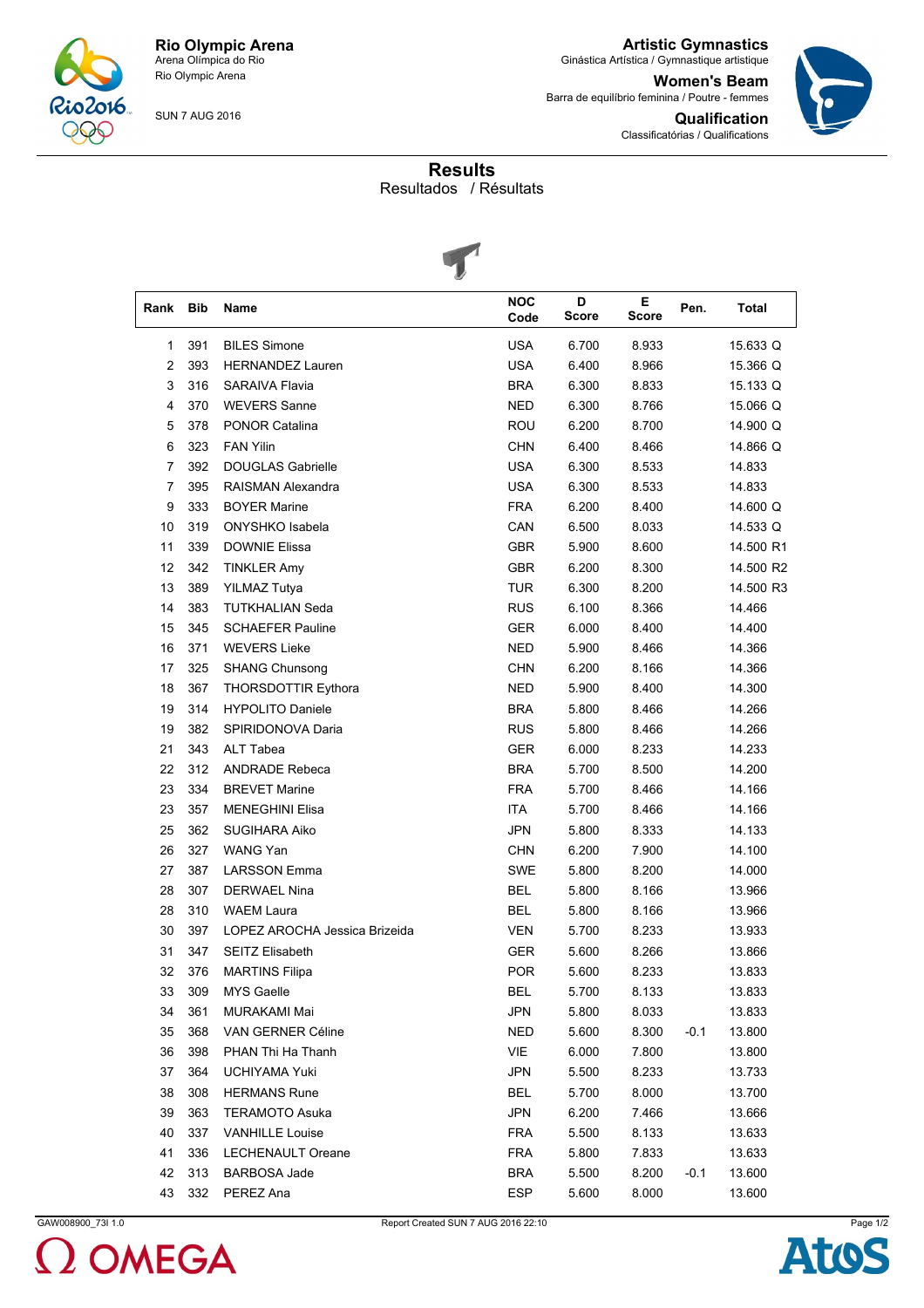**Rio Olympic Arena**
Arena Olímpica do Rio
Rio Olympic Arena

SUN 7 AUG 2016

**Artistic Gymnastics**
Ginástica Artística / Gymnastique artistique

**Women's Beam**
Barra de equilíbrio feminina / Poutre - femmes

**Qualification**
Classificatórias / Qualifications

# Results
Resultados / Résultats

| Rank | Bib | Name | NOC Code | D Score | E Score | Pen. | Total |
|---|---|---|---|---|---|---|---|
| 1 | 391 | BILES Simone | USA | 6.700 | 8.933 | | 15.633 Q |
| 2 | 393 | HERNANDEZ Lauren | USA | 6.400 | 8.966 | | 15.366 Q |
| 3 | 316 | SARAIVA Flavia | BRA | 6.300 | 8.833 | | 15.133 Q |
| 4 | 370 | WEVERS Sanne | NED | 6.300 | 8.766 | | 15.066 Q |
| 5 | 378 | PONOR Catalina | ROU | 6.200 | 8.700 | | 14.900 Q |
| 6 | 323 | FAN Yilin | CHN | 6.400 | 8.466 | | 14.866 Q |
| 7 | 392 | DOUGLAS Gabrielle | USA | 6.300 | 8.533 | | 14.833 |
| 7 | 395 | RAISMAN Alexandra | USA | 6.300 | 8.533 | | 14.833 |
| 9 | 333 | BOYER Marine | FRA | 6.200 | 8.400 | | 14.600 Q |
| 10 | 319 | ONYSHKO Isabela | CAN | 6.500 | 8.033 | | 14.533 Q |
| 11 | 339 | DOWNIE Elissa | GBR | 5.900 | 8.600 | | 14.500 R1 |
| 12 | 342 | TINKLER Amy | GBR | 6.200 | 8.300 | | 14.500 R2 |
| 13 | 389 | YILMAZ Tutya | TUR | 6.300 | 8.200 | | 14.500 R3 |
| 14 | 383 | TUTKHALIAN Seda | RUS | 6.100 | 8.366 | | 14.466 |
| 15 | 345 | SCHAEFER Pauline | GER | 6.000 | 8.400 | | 14.400 |
| 16 | 371 | WEVERS Lieke | NED | 5.900 | 8.466 | | 14.366 |
| 17 | 325 | SHANG Chunsong | CHN | 6.200 | 8.166 | | 14.366 |
| 18 | 367 | THORSDOTTIR Eythora | NED | 5.900 | 8.400 | | 14.300 |
| 19 | 314 | HYPOLITO Daniele | BRA | 5.800 | 8.466 | | 14.266 |
| 19 | 382 | SPIRIDONOVA Daria | RUS | 5.800 | 8.466 | | 14.266 |
| 21 | 343 | ALT Tabea | GER | 6.000 | 8.233 | | 14.233 |
| 22 | 312 | ANDRADE Rebeca | BRA | 5.700 | 8.500 | | 14.200 |
| 23 | 334 | BREVET Marine | FRA | 5.700 | 8.466 | | 14.166 |
| 23 | 357 | MENEGHINI Elisa | ITA | 5.700 | 8.466 | | 14.166 |
| 25 | 362 | SUGIHARA Aiko | JPN | 5.800 | 8.333 | | 14.133 |
| 26 | 327 | WANG Yan | CHN | 6.200 | 7.900 | | 14.100 |
| 27 | 387 | LARSSON Emma | SWE | 5.800 | 8.200 | | 14.000 |
| 28 | 307 | DERWAEL Nina | BEL | 5.800 | 8.166 | | 13.966 |
| 28 | 310 | WAEM Laura | BEL | 5.800 | 8.166 | | 13.966 |
| 30 | 397 | LOPEZ AROCHA Jessica Brizeida | VEN | 5.700 | 8.233 | | 13.933 |
| 31 | 347 | SEITZ Elisabeth | GER | 5.600 | 8.266 | | 13.866 |
| 32 | 376 | MARTINS Filipa | POR | 5.600 | 8.233 | | 13.833 |
| 33 | 309 | MYS Gaelle | BEL | 5.700 | 8.133 | | 13.833 |
| 34 | 361 | MURAKAMI Mai | JPN | 5.800 | 8.033 | | 13.833 |
| 35 | 368 | VAN GERNER Céline | NED | 5.600 | 8.300 | -0.1 | 13.800 |
| 36 | 398 | PHAN Thi Ha Thanh | VIE | 6.000 | 7.800 | | 13.800 |
| 37 | 364 | UCHIYAMA Yuki | JPN | 5.500 | 8.233 | | 13.733 |
| 38 | 308 | HERMANS Rune | BEL | 5.700 | 8.000 | | 13.700 |
| 39 | 363 | TERAMOTO Asuka | JPN | 6.200 | 7.466 | | 13.666 |
| 40 | 337 | VANHILLE Louise | FRA | 5.500 | 8.133 | | 13.633 |
| 41 | 336 | LECHENAULT Oreane | FRA | 5.800 | 7.833 | | 13.633 |
| 42 | 313 | BARBOSA Jade | BRA | 5.500 | 8.200 | -0.1 | 13.600 |
| 43 | 332 | PEREZ Ana | ESP | 5.600 | 8.000 | | 13.600 |

GAW008900_73I 1.0 | Report Created SUN 7 AUG 2016 22:10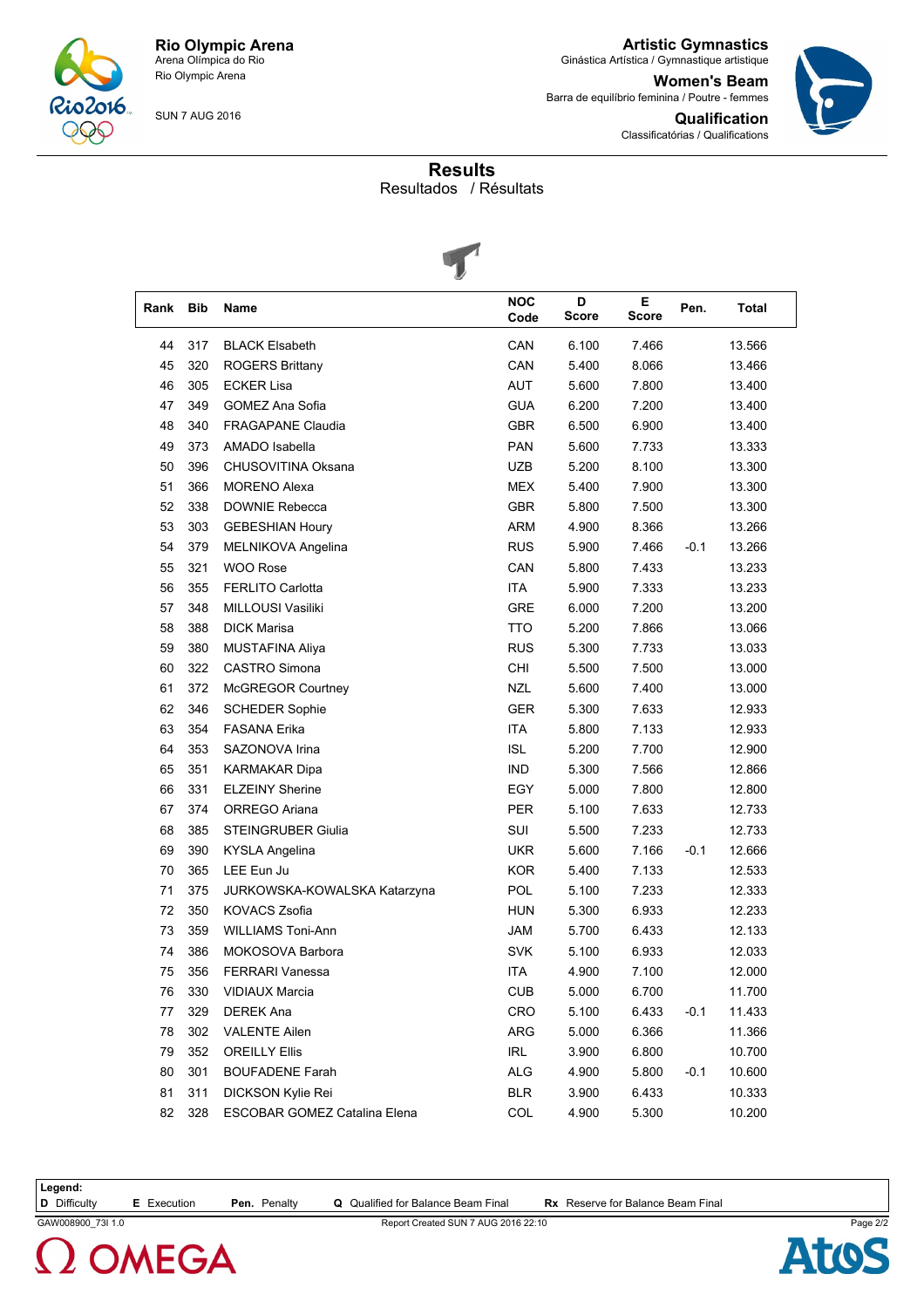**Rio Olympic Arena**
Arena Olímpica do Rio
Rio Olympic Arena

SUN 7 AUG 2016

**Artistic Gymnastics**
Ginástica Artística / Gymnastique artistique

**Women's Beam**
Barra de equilíbrio feminina / Poutre - femmes

**Qualification**
Classificatórias / Qualifications

## Results
Resultados / Résultats

| Rank | Bib | Name | NOC Code | D Score | E Score | Pen. | Total |
|---|---|---|---|---|---|---|---|
| 44 | 317 | BLACK Elsabeth | CAN | 6.100 | 7.466 | | 13.566 |
| 45 | 320 | ROGERS Brittany | CAN | 5.400 | 8.066 | | 13.466 |
| 46 | 305 | ECKER Lisa | AUT | 5.600 | 7.800 | | 13.400 |
| 47 | 349 | GOMEZ Ana Sofia | GUA | 6.200 | 7.200 | | 13.400 |
| 48 | 340 | FRAGAPANE Claudia | GBR | 6.500 | 6.900 | | 13.400 |
| 49 | 373 | AMADO Isabella | PAN | 5.600 | 7.733 | | 13.333 |
| 50 | 396 | CHUSOVITINA Oksana | UZB | 5.200 | 8.100 | | 13.300 |
| 51 | 366 | MORENO Alexa | MEX | 5.400 | 7.900 | | 13.300 |
| 52 | 338 | DOWNIE Rebecca | GBR | 5.800 | 7.500 | | 13.300 |
| 53 | 303 | GEBESHIAN Houry | ARM | 4.900 | 8.366 | | 13.266 |
| 54 | 379 | MELNIKOVA Angelina | RUS | 5.900 | 7.466 | -0.1 | 13.266 |
| 55 | 321 | WOO Rose | CAN | 5.800 | 7.433 | | 13.233 |
| 56 | 355 | FERLITO Carlotta | ITA | 5.900 | 7.333 | | 13.233 |
| 57 | 348 | MILLOUSI Vasiliki | GRE | 6.000 | 7.200 | | 13.200 |
| 58 | 388 | DICK Marisa | TTO | 5.200 | 7.866 | | 13.066 |
| 59 | 380 | MUSTAFINA Aliya | RUS | 5.300 | 7.733 | | 13.033 |
| 60 | 322 | CASTRO Simona | CHI | 5.500 | 7.500 | | 13.000 |
| 61 | 372 | McGREGOR Courtney | NZL | 5.600 | 7.400 | | 13.000 |
| 62 | 346 | SCHEDER Sophie | GER | 5.300 | 7.633 | | 12.933 |
| 63 | 354 | FASANA Erika | ITA | 5.800 | 7.133 | | 12.933 |
| 64 | 353 | SAZONOVA Irina | ISL | 5.200 | 7.700 | | 12.900 |
| 65 | 351 | KARMAKAR Dipa | IND | 5.300 | 7.566 | | 12.866 |
| 66 | 331 | ELZEINY Sherine | EGY | 5.000 | 7.800 | | 12.800 |
| 67 | 374 | ORREGO Ariana | PER | 5.100 | 7.633 | | 12.733 |
| 68 | 385 | STEINGRUBER Giulia | SUI | 5.500 | 7.233 | | 12.733 |
| 69 | 390 | KYSLA Angelina | UKR | 5.600 | 7.166 | -0.1 | 12.666 |
| 70 | 365 | LEE Eun Ju | KOR | 5.400 | 7.133 | | 12.533 |
| 71 | 375 | JURKOWSKA-KOWALSKA Katarzyna | POL | 5.100 | 7.233 | | 12.333 |
| 72 | 350 | KOVACS Zsofia | HUN | 5.300 | 6.933 | | 12.233 |
| 73 | 359 | WILLIAMS Toni-Ann | JAM | 5.700 | 6.433 | | 12.133 |
| 74 | 386 | MOKOSOVA Barbora | SVK | 5.100 | 6.933 | | 12.033 |
| 75 | 356 | FERRARI Vanessa | ITA | 4.900 | 7.100 | | 12.000 |
| 76 | 330 | VIDIAUX Marcia | CUB | 5.000 | 6.700 | | 11.700 |
| 77 | 329 | DEREK Ana | CRO | 5.100 | 6.433 | -0.1 | 11.433 |
| 78 | 302 | VALENTE Ailen | ARG | 5.000 | 6.366 | | 11.366 |
| 79 | 352 | OREILLY Ellis | IRL | 3.900 | 6.800 | | 10.700 |
| 80 | 301 | BOUFADENE Farah | ALG | 4.900 | 5.800 | -0.1 | 10.600 |
| 81 | 311 | DICKSON Kylie Rei | BLR | 3.900 | 6.433 | | 10.333 |
| 82 | 328 | ESCOBAR GOMEZ Catalina Elena | COL | 4.900 | 5.300 | | 10.200 |

**Legend:**
**D** Difficulty **E** Execution **Pen.** Penalty **Q** Qualified for Balance Beam Final **Rx** Reserve for Balance Beam Final

GAW008900_73I 1.0 Report Created SUN 7 AUG 2016 22:10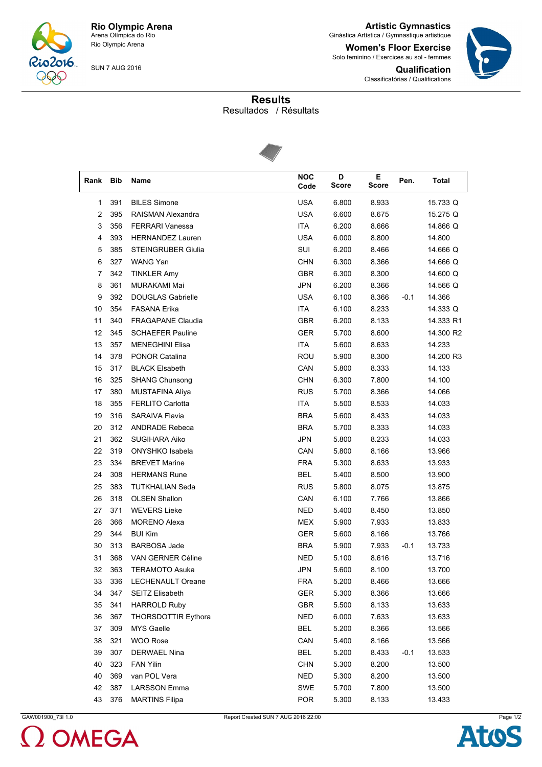**Rio Olympic Arena**
Arena Olímpica do Rio
Rio Olympic Arena

SUN 7 AUG 2016

**Artistic Gymnastics**
Ginástica Artística / Gymnastique artistique

**Women's Floor Exercise**
Solo feminino / Exercices au sol - femmes

**Qualification**
Classificatórias / Qualifications

## Results
Resultados / Résultats

| Rank | Bib | Name | NOC Code | D Score | E Score | Pen. | Total |
|---|---|---|---|---|---|---|---|
| 1 | 391 | BILES Simone | USA | 6.800 | 8.933 | | 15.733 Q |
| 2 | 395 | RAISMAN Alexandra | USA | 6.600 | 8.675 | | 15.275 Q |
| 3 | 356 | FERRARI Vanessa | ITA | 6.200 | 8.666 | | 14.866 Q |
| 4 | 393 | HERNANDEZ Lauren | USA | 6.000 | 8.800 | | 14.800 |
| 5 | 385 | STEINGRUBER Giulia | SUI | 6.200 | 8.466 | | 14.666 Q |
| 6 | 327 | WANG Yan | CHN | 6.300 | 8.366 | | 14.666 Q |
| 7 | 342 | TINKLER Amy | GBR | 6.300 | 8.300 | | 14.600 Q |
| 8 | 361 | MURAKAMI Mai | JPN | 6.200 | 8.366 | | 14.566 Q |
| 9 | 392 | DOUGLAS Gabrielle | USA | 6.100 | 8.366 | -0.1 | 14.366 |
| 10 | 354 | FASANA Erika | ITA | 6.100 | 8.233 | | 14.333 Q |
| 11 | 340 | FRAGAPANE Claudia | GBR | 6.200 | 8.133 | | 14.333 R1 |
| 12 | 345 | SCHAEFER Pauline | GER | 5.700 | 8.600 | | 14.300 R2 |
| 13 | 357 | MENEGHINI Elisa | ITA | 5.600 | 8.633 | | 14.233 |
| 14 | 378 | PONOR Catalina | ROU | 5.900 | 8.300 | | 14.200 R3 |
| 15 | 317 | BLACK Elsabeth | CAN | 5.800 | 8.333 | | 14.133 |
| 16 | 325 | SHANG Chunsong | CHN | 6.300 | 7.800 | | 14.100 |
| 17 | 380 | MUSTAFINA Aliya | RUS | 5.700 | 8.366 | | 14.066 |
| 18 | 355 | FERLITO Carlotta | ITA | 5.500 | 8.533 | | 14.033 |
| 19 | 316 | SARAIVA Flavia | BRA | 5.600 | 8.433 | | 14.033 |
| 20 | 312 | ANDRADE Rebeca | BRA | 5.700 | 8.333 | | 14.033 |
| 21 | 362 | SUGIHARA Aiko | JPN | 5.800 | 8.233 | | 14.033 |
| 22 | 319 | ONYSHKO Isabela | CAN | 5.800 | 8.166 | | 13.966 |
| 23 | 334 | BREVET Marine | FRA | 5.300 | 8.633 | | 13.933 |
| 24 | 308 | HERMANS Rune | BEL | 5.400 | 8.500 | | 13.900 |
| 25 | 383 | TUTKHALIAN Seda | RUS | 5.800 | 8.075 | | 13.875 |
| 26 | 318 | OLSEN Shallon | CAN | 6.100 | 7.766 | | 13.866 |
| 27 | 371 | WEVERS Lieke | NED | 5.400 | 8.450 | | 13.850 |
| 28 | 366 | MORENO Alexa | MEX | 5.900 | 7.933 | | 13.833 |
| 29 | 344 | BUI Kim | GER | 5.600 | 8.166 | | 13.766 |
| 30 | 313 | BARBOSA Jade | BRA | 5.900 | 7.933 | -0.1 | 13.733 |
| 31 | 368 | VAN GERNER Céline | NED | 5.100 | 8.616 | | 13.716 |
| 32 | 363 | TERAMOTO Asuka | JPN | 5.600 | 8.100 | | 13.700 |
| 33 | 336 | LECHENAULT Oreane | FRA | 5.200 | 8.466 | | 13.666 |
| 34 | 347 | SEITZ Elisabeth | GER | 5.300 | 8.366 | | 13.666 |
| 35 | 341 | HARROLD Ruby | GBR | 5.500 | 8.133 | | 13.633 |
| 36 | 367 | THORSDOTTIR Eythora | NED | 6.000 | 7.633 | | 13.633 |
| 37 | 309 | MYS Gaelle | BEL | 5.200 | 8.366 | | 13.566 |
| 38 | 321 | WOO Rose | CAN | 5.400 | 8.166 | | 13.566 |
| 39 | 307 | DERWAEL Nina | BEL | 5.200 | 8.433 | -0.1 | 13.533 |
| 40 | 323 | FAN Yilin | CHN | 5.300 | 8.200 | | 13.500 |
| 40 | 369 | van POL Vera | NED | 5.300 | 8.200 | | 13.500 |
| 42 | 387 | LARSSON Emma | SWE | 5.700 | 7.800 | | 13.500 |
| 43 | 376 | MARTINS Filipa | POR | 5.300 | 8.133 | | 13.433 |

GAW001900_73I 1.0 Report Created SUN 7 AUG 2016 22:00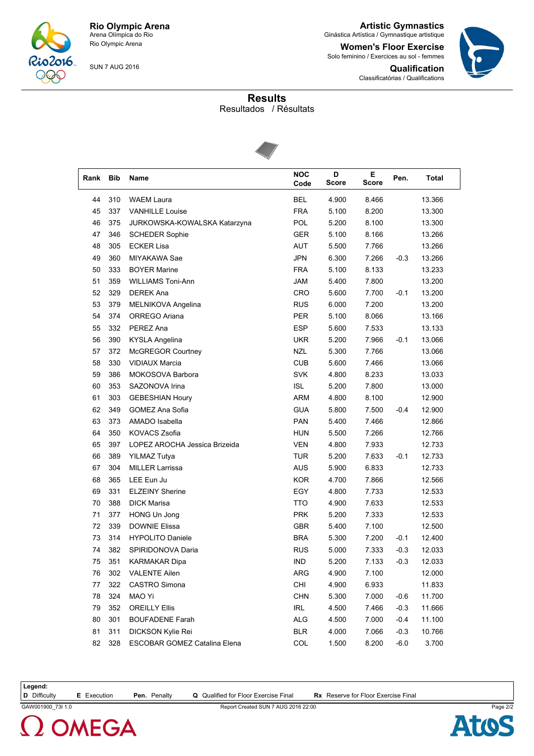Rio Olympic Arena
Arena Olímpica do Rio
Rio Olympic Arena

SUN 7 AUG 2016

Artistic Gymnastics
Ginástica Artística / Gymnastique artistique

Women's Floor Exercise
Solo feminino / Exercices au sol - femmes

Qualification
Classificatórias / Qualifications

# Results
Resultados / Résultats

| Rank | Bib | Name | NOC Code | D Score | E Score | Pen. | Total |
|---|---|---|---|---|---|---|---|
| 44 | 310 | WAEM Laura | BEL | 4.900 | 8.466 | | 13.366 |
| 45 | 337 | VANHILLE Louise | FRA | 5.100 | 8.200 | | 13.300 |
| 46 | 375 | JURKOWSKA-KOWALSKA Katarzyna | POL | 5.200 | 8.100 | | 13.300 |
| 47 | 346 | SCHEDER Sophie | GER | 5.100 | 8.166 | | 13.266 |
| 48 | 305 | ECKER Lisa | AUT | 5.500 | 7.766 | | 13.266 |
| 49 | 360 | MIYAKAWA Sae | JPN | 6.300 | 7.266 | -0.3 | 13.266 |
| 50 | 333 | BOYER Marine | FRA | 5.100 | 8.133 | | 13.233 |
| 51 | 359 | WILLIAMS Toni-Ann | JAM | 5.400 | 7.800 | | 13.200 |
| 52 | 329 | DEREK Ana | CRO | 5.600 | 7.700 | -0.1 | 13.200 |
| 53 | 379 | MELNIKOVA Angelina | RUS | 6.000 | 7.200 | | 13.200 |
| 54 | 374 | ORREGO Ariana | PER | 5.100 | 8.066 | | 13.166 |
| 55 | 332 | PEREZ Ana | ESP | 5.600 | 7.533 | | 13.133 |
| 56 | 390 | KYSLA Angelina | UKR | 5.200 | 7.966 | -0.1 | 13.066 |
| 57 | 372 | McGREGOR Courtney | NZL | 5.300 | 7.766 | | 13.066 |
| 58 | 330 | VIDIAUX Marcia | CUB | 5.600 | 7.466 | | 13.066 |
| 59 | 386 | MOKOSOVA Barbora | SVK | 4.800 | 8.233 | | 13.033 |
| 60 | 353 | SAZONOVA Irina | ISL | 5.200 | 7.800 | | 13.000 |
| 61 | 303 | GEBESHIAN Houry | ARM | 4.800 | 8.100 | | 12.900 |
| 62 | 349 | GOMEZ Ana Sofia | GUA | 5.800 | 7.500 | -0.4 | 12.900 |
| 63 | 373 | AMADO Isabella | PAN | 5.400 | 7.466 | | 12.866 |
| 64 | 350 | KOVACS Zsofia | HUN | 5.500 | 7.266 | | 12.766 |
| 65 | 397 | LOPEZ AROCHA Jessica Brizeida | VEN | 4.800 | 7.933 | | 12.733 |
| 66 | 389 | YILMAZ Tutya | TUR | 5.200 | 7.633 | -0.1 | 12.733 |
| 67 | 304 | MILLER Larrissa | AUS | 5.900 | 6.833 | | 12.733 |
| 68 | 365 | LEE Eun Ju | KOR | 4.700 | 7.866 | | 12.566 |
| 69 | 331 | ELZEINY Sherine | EGY | 4.800 | 7.733 | | 12.533 |
| 70 | 388 | DICK Marisa | TTO | 4.900 | 7.633 | | 12.533 |
| 71 | 377 | HONG Un Jong | PRK | 5.200 | 7.333 | | 12.533 |
| 72 | 339 | DOWNIE Elissa | GBR | 5.400 | 7.100 | | 12.500 |
| 73 | 314 | HYPOLITO Daniele | BRA | 5.300 | 7.200 | -0.1 | 12.400 |
| 74 | 382 | SPIRIDONOVA Daria | RUS | 5.000 | 7.333 | -0.3 | 12.033 |
| 75 | 351 | KARMAKAR Dipa | IND | 5.200 | 7.133 | -0.3 | 12.033 |
| 76 | 302 | VALENTE Ailen | ARG | 4.900 | 7.100 | | 12.000 |
| 77 | 322 | CASTRO Simona | CHI | 4.900 | 6.933 | | 11.833 |
| 78 | 324 | MAO Yi | CHN | 5.300 | 7.000 | -0.6 | 11.700 |
| 79 | 352 | OREILLY Ellis | IRL | 4.500 | 7.466 | -0.3 | 11.666 |
| 80 | 301 | BOUFADENE Farah | ALG | 4.500 | 7.000 | -0.4 | 11.100 |
| 81 | 311 | DICKSON Kylie Rei | BLR | 4.000 | 7.066 | -0.3 | 10.766 |
| 82 | 328 | ESCOBAR GOMEZ Catalina Elena | COL | 1.500 | 8.200 | -6.0 | 3.700 |

**Legend:**
**D** Difficulty **E** Execution **Pen.** Penalty **Q** Qualified for Floor Exercise Final **Rx** Reserve for Floor Exercise Final

GAW001900_73I 1.0 Report Created SUN 7 AUG 2016 22:00